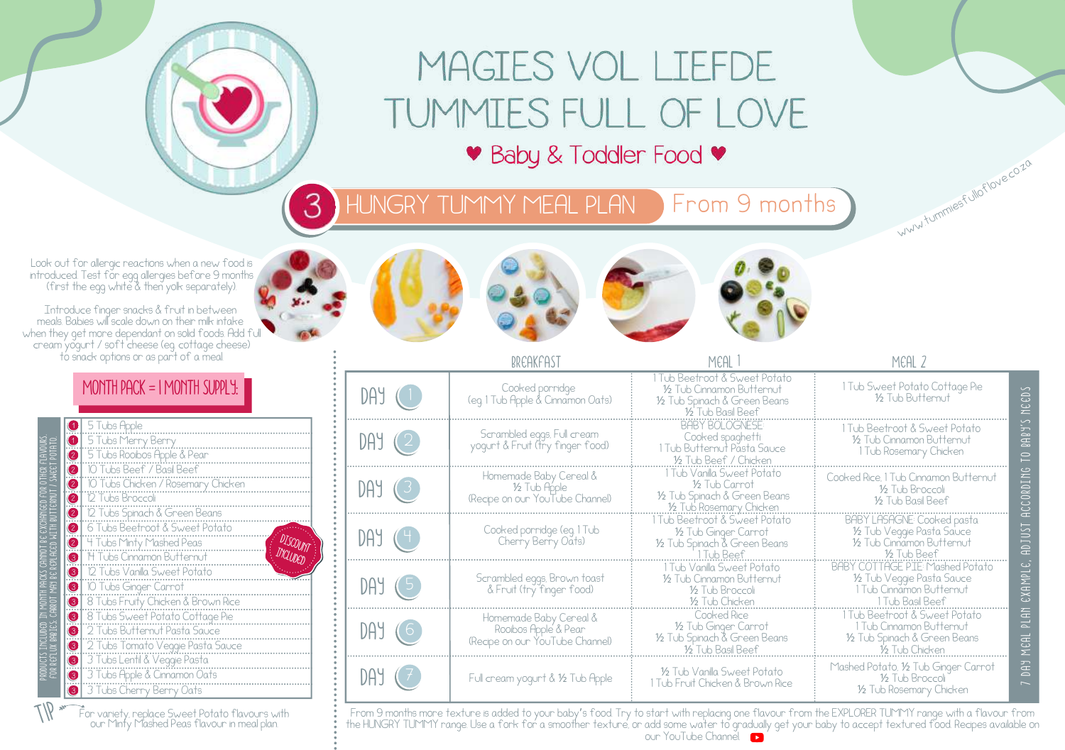# MAGIES VOL LIEFDE
# TUMMIES FULL OF LOVE

♥ Baby & Toddler Food ♥

## 3 HUNGRY TUMMY MEAL PLAN From 9 months

www.tummiesfulloflove.co.za

Look out for allergic reactions when a new food is introduced. Test for egg allergies before 9 months (first the egg white & then yolk separately).

Introduce finger snacks & fruit in between meals. Babies will scale down on their milk intake when they get more dependant on solid foods. Add full cream yogurt / soft cheese (eg. cottage cheese) to snack options or as part of a meal.

### MONTH PACK = 1 MONTH SUPPLY:

| | |
|---|---|
| 1 | 5 Tubs Apple |
| 1 | 5 Tubs Merry Berry |
| 2 | 5 Tubs Rooibos Apple & Pear |
| 2 | 10 Tubs Beef / Basil Beef |
| 2 | 10 Tubs Chicken / Rosemary Chicken |
| 2 | 12 Tubs Broccoli |
| 2 | 12 Tubs Spinach & Green Beans |
| 2 | 6 Tubs Beetroot & Sweet Potato |
| 2 | 4 Tubs Minty Mashed Peas |
| 3 | 14 Tubs Cinnamon Butternut |
| 3 | 12 Tubs Vanilla Sweet Potato |
| 3 | 10 Tubs Ginger Carrot |
| 3 | 8 Tubs Fruity Chicken & Brown Rice |
| 3 | 8 Tubs Sweet Potato Cottage Pie |
| 3 | 2 Tubs Butternut Pasta Sauce |
| 3 | 2 Tubs Tomato Veggie Pasta Sauce |
| 3 | 3 Tubs Lentil & Veggie Pasta |
| 3 | 3 Tubs Apple & Cinnamon Oats |
| 3 | 3 Tubs Cherry Berry Oats |

DISCOUNT INCLUDED

PRODUCTS INCLUDED IN MONTH PACKS CANNOT BE EXCHANGED FOR OTHER FLAVOURS. FOR REFLUX BABIES, CARROT MAY BE REPLACED WITH BUTTERNUT / SWEET POTATO.

TIP: For variety, replace Sweet Potato flavours with our Minty Mashed Peas flavour in meal plan

| | BREAKFAST | MEAL 1 | MEAL 2 |
|---|---|---|---|
| DAY 1 | Cooked porridge (eg. 1 Tub Apple & Cinnamon Oats) | 1 Tub Beetroot & Sweet Potato<br>½ Tub Cinnamon Butternut<br>½ Tub Spinach & Green Beans<br>½ Tub Basil Beef | 1 Tub Sweet Potato Cottage Pie<br>½ Tub Butternut |
| DAY 2 | Scrambled eggs, Full cream yogurt & Fruit (try finger food) | BABY BOLOGNESE:<br>Cooked spaghetti<br>1 Tub Butternut Pasta Sauce<br>½ Tub Beef / Chicken | 1 Tub Beetroot & Sweet Potato<br>½ Tub Cinnamon Butternut<br>1 Tub Rosemary Chicken |
| DAY 3 | Homemade Baby Cereal & ½ Tub Apple (Recipe on our YouTube Channel) | 1 Tub Vanilla Sweet Potato<br>½ Tub Carrot<br>½ Tub Spinach & Green Beans<br>½ Tub Rosemary Chicken | Cooked Rice, 1 Tub Cinnamon Butternut<br>½ Tub Broccoli<br>½ Tub Basil Beef |
| DAY 4 | Cooked porridge (eg. 1 Tub Cherry Berry Oats) | 1 Tub Beetroot & Sweet Potato<br>½ Tub Ginger Carrot<br>½ Tub Spinach & Green Beans<br>1 Tub Beef | BABY LASAGNE: Cooked pasta<br>½ Tub Veggie Pasta Sauce<br>½ Tub Cinnamon Butternut<br>½ Tub Beef |
| DAY 5 | Scrambled eggs, Brown toast & Fruit (try finger food) | 1 Tub Vanilla Sweet Potato<br>½ Tub Cinnamon Butternut<br>½ Tub Broccoli<br>½ Tub Chicken | BABY COTTAGE PIE: Mashed Potato<br>½ Tub Veggie Pasta Sauce<br>1 Tub Cinnamon Butternut<br>1 Tub Basil Beef |
| DAY 6 | Homemade Baby Cereal & Rooibos Apple & Pear (Recipe on our YouTube Channel) | Cooked Rice<br>½ Tub Ginger Carrot<br>½ Tub Spinach & Green Beans<br>½ Tub Basil Beef | 1 Tub Beetroot & Sweet Potato<br>1 Tub Cinnamon Butternut<br>½ Tub Spinach & Green Beans<br>½ Tub Chicken |
| DAY 7 | Full cream yogurt & ½ Tub Apple | ½ Tub Vanilla Sweet Potato<br>1 Tub Fruit Chicken & Brown Rice | Mashed Potato, ½ Tub Ginger Carrot<br>½ Tub Broccoli<br>½ Tub Rosemary Chicken |

7 DAY MEAL PLAN EXAMPLE, ADJUST ACCORDING TO BABY'S NEEDS

From 9 months more texture is added to your baby's food. Try to start with replacing one flavour from the EXPLORER TUMMY range with a flavour from the HUNGRY TUMMY range. Use a fork for a smoother texture, or add some water to gradually get your baby to accept textured food. Recipes available on our YouTube Channel.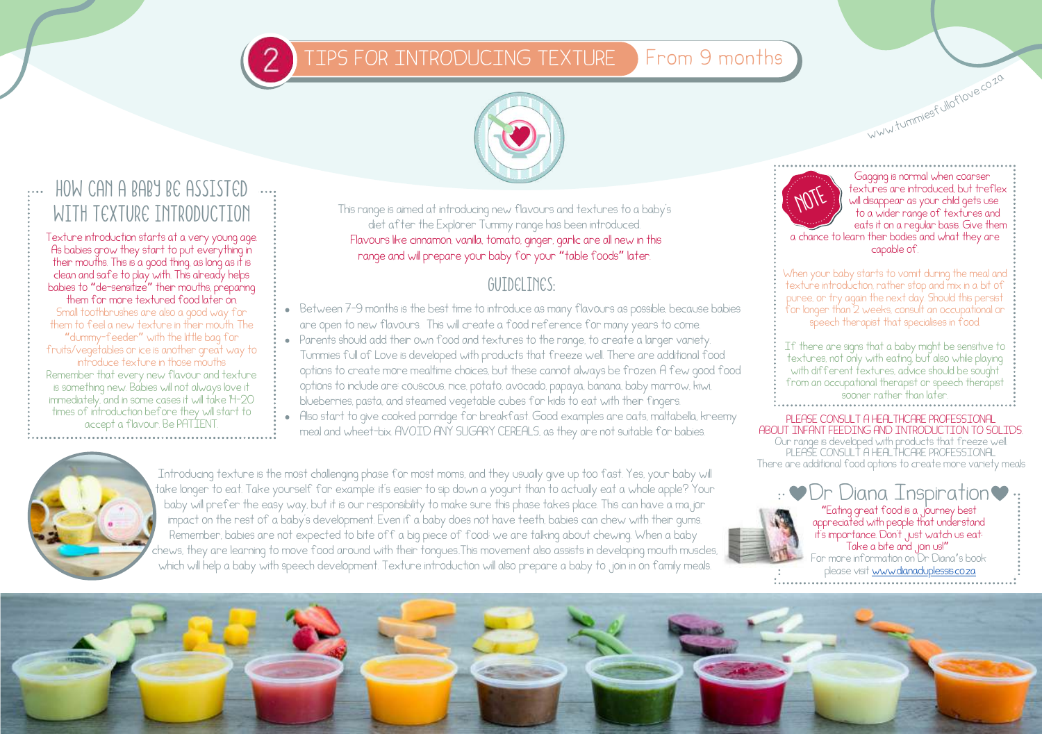# 2 TIPS FOR INTRODUCING TEXTURE From 9 months

www.tummiesfulloflove.co.za

## HOW CAN A BABY BE ASSISTED WITH TEXTURE INTRODUCTION

Texture introduction starts at a very young age. As babies grow they start to put everything in their mouths. This is a good thing, as long as it is clean and safe to play with. This already helps babies to "de-sensitize" their mouths, preparing them for more textured food later on.

Small toothbrushes are also a good way for them to feel a new texture in their mouth. The "dummy-feeder" with the little bag for fruits/vegetables or ice is another great way to introduce texture in those mouths.

Remember that every new flavour and texture is something new. Babies will not always love it immediately, and in some cases it will take 14-20 times of introduction before they will start to accept a flavour. Be PATIENT.

This range is aimed at introducing new flavours and textures to a baby's diet after the Explorer Tummy range has been introduced.
Flavours like cinnamon, vanilla, tomato, ginger, garlic are all new in this range and will prepare your baby for your "table foods" later.

## GUIDELINES:

- Between 7-9 months is the best time to introduce as many flavours as possible, because babies are open to new flavours. This will create a food reference for many years to come.
- Parents should add their own food and textures to the range, to create a larger variety. Tummies full of Love is developed with products that freeze well. There are additional food options to create more mealtime choices, but these cannot always be frozen. A few good food options to include are: couscous, rice, potato, avocado, papaya, banana, baby marrow, kiwi, blueberries, pasta, and steamed vegetable cubes for kids to eat with their fingers.
- Also start to give cooked porridge for breakfast. Good examples are oats, maltabella, kreemy meal and wheet-bix. AVOID ANY SUGARY CEREALS, as they are not suitable for babies.

NOTE

Gagging is normal when coarser textures are introduced, but treflex will disappear as your child gets use to a wider range of textures and eats it on a regular basis. Give them a chance to learn their bodies and what they are capable of.

When your baby starts to vomit during the meal and texture introduction, rather stop and mix in a bit of puree, or try again the next day. Should this persist for longer than 2 weeks, consult an occupational or speech therapist that specialises in food.

If there are signs that a baby might be sensitive to textures, not only with eating, but also while playing with different textures, advice should be sought from an occupational therapist or speech therapist sooner rather than later.

PLEASE CONSULT A HEALTHCARE PROFESSIONAL ABOUT INFANT FEEDING AND INTRODUCTION TO SOLIDS.
Our range is developed with products that freeze well.
PLEASE CONSULT A HEALTHCARE PROFESSIONAL
There are additional food options to create more variety meals

Introducing texture is the most challenging phase for most moms, and they usually give up too fast. Yes, your baby will take longer to eat. Take yourself for example: it's easier to sip down a yogurt than to actually eat a whole apple? Your baby will prefer the easy way, but it is our responsibility to make sure this phase takes place. This can have a major impact on the rest of a baby's development. Even if a baby does not have teeth, babies can chew with their gums. Remember, babies are not expected to bite off a big piece of food: we are talking about chewing. When a baby chews, they are learning to move food around with their tongues. This movement also assists in developing mouth muscles, which will help a baby with speech development. Texture introduction will also prepare a baby to join in on family meals.

## ♥Dr Diana Inspiration♥

"Eating great food is a journey best appreciated with people that understand it's importance. Don't just watch us eat: Take a bite and join us!"
For more information on Dr Diana's book please visit www.dianaduplessis.co.za